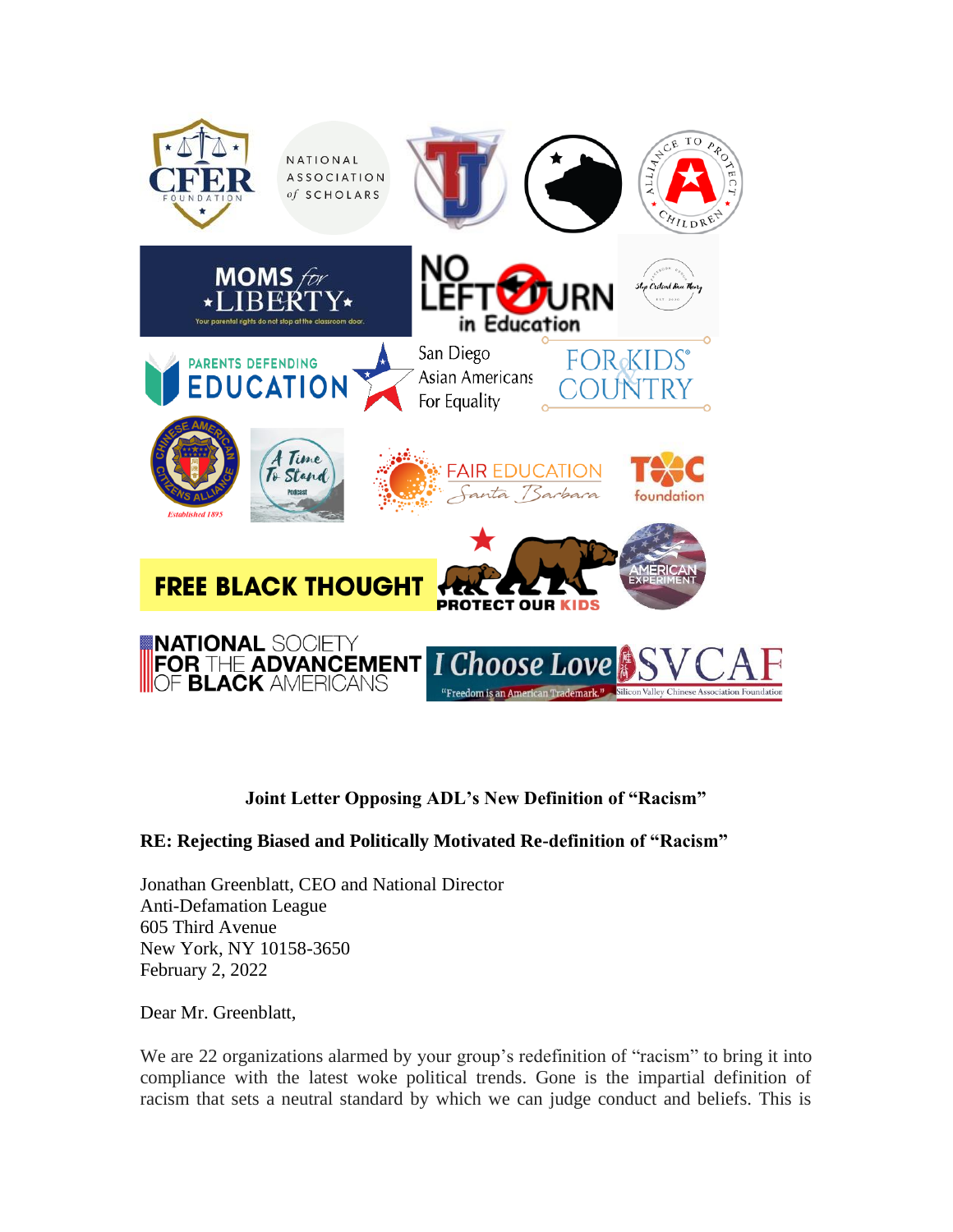**Joint Letter Opposing ADL's New Definition of "Racism"**

**RE: Rejecting Biased and Politically Motivated Re-definition of "Racism"**

Jonathan Greenblatt, CEO and National Director
Anti-Defamation League
605 Third Avenue
New York, NY 10158-3650
February 2, 2022

Dear Mr. Greenblatt,

We are 22 organizations alarmed by your group's redefinition of "racism" to bring it into compliance with the latest woke political trends. Gone is the impartial definition of racism that sets a neutral standard by which we can judge conduct and beliefs. This is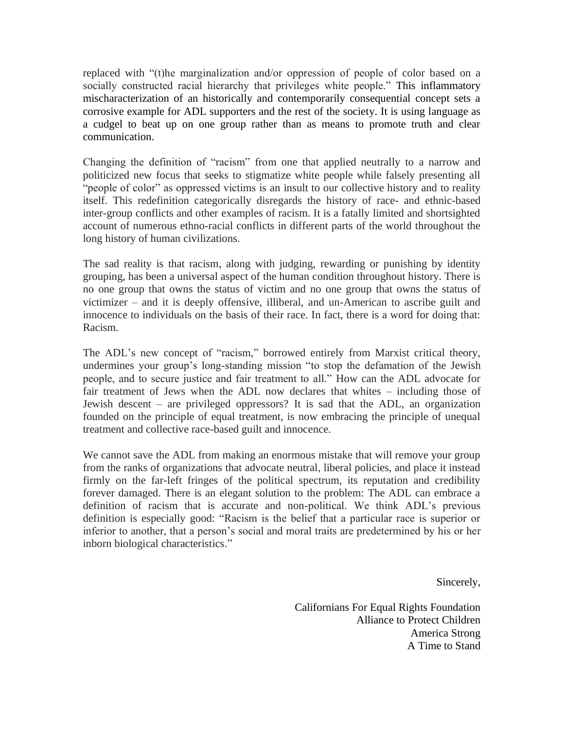replaced with "(t)he marginalization and/or oppression of people of color based on a socially constructed racial hierarchy that privileges white people." This inflammatory mischaracterization of an historically and contemporarily consequential concept sets a corrosive example for ADL supporters and the rest of the society. It is using language as a cudgel to beat up on one group rather than as means to promote truth and clear communication.

Changing the definition of "racism" from one that applied neutrally to a narrow and politicized new focus that seeks to stigmatize white people while falsely presenting all "people of color" as oppressed victims is an insult to our collective history and to reality itself. This redefinition categorically disregards the history of race- and ethnic-based inter-group conflicts and other examples of racism. It is a fatally limited and shortsighted account of numerous ethno-racial conflicts in different parts of the world throughout the long history of human civilizations.

The sad reality is that racism, along with judging, rewarding or punishing by identity grouping, has been a universal aspect of the human condition throughout history. There is no one group that owns the status of victim and no one group that owns the status of victimizer – and it is deeply offensive, illiberal, and un-American to ascribe guilt and innocence to individuals on the basis of their race. In fact, there is a word for doing that: Racism.

The ADL's new concept of "racism," borrowed entirely from Marxist critical theory, undermines your group's long-standing mission "to stop the defamation of the Jewish people, and to secure justice and fair treatment to all." How can the ADL advocate for fair treatment of Jews when the ADL now declares that whites – including those of Jewish descent – are privileged oppressors? It is sad that the ADL, an organization founded on the principle of equal treatment, is now embracing the principle of unequal treatment and collective race-based guilt and innocence.

We cannot save the ADL from making an enormous mistake that will remove your group from the ranks of organizations that advocate neutral, liberal policies, and place it instead firmly on the far-left fringes of the political spectrum, its reputation and credibility forever damaged. There is an elegant solution to the problem: The ADL can embrace a definition of racism that is accurate and non-political. We think ADL's previous definition is especially good: "Racism is the belief that a particular race is superior or inferior to another, that a person's social and moral traits are predetermined by his or her inborn biological characteristics."

Sincerely,

Californians For Equal Rights Foundation
Alliance to Protect Children
America Strong
A Time to Stand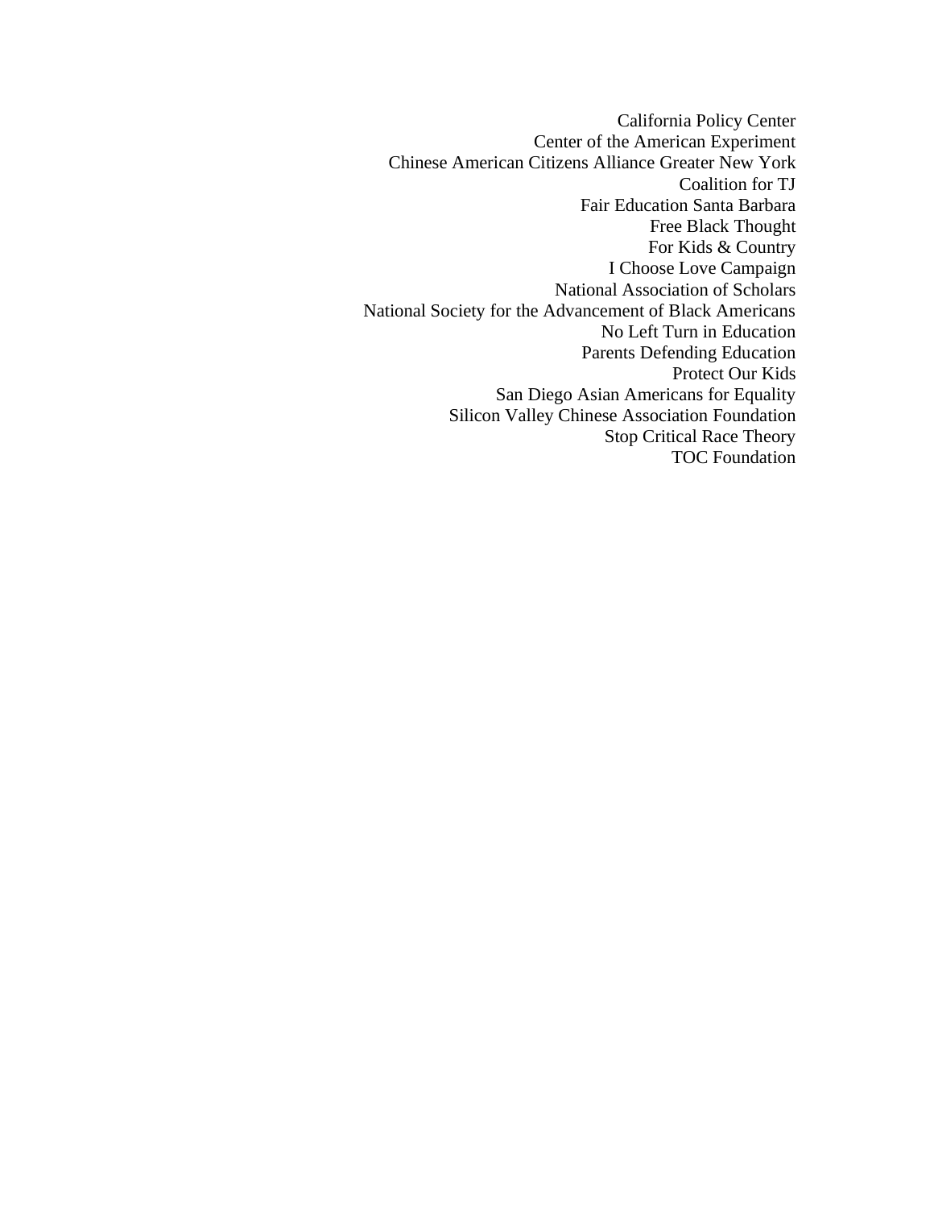California Policy Center
Center of the American Experiment
Chinese American Citizens Alliance Greater New York
Coalition for TJ
Fair Education Santa Barbara
Free Black Thought
For Kids & Country
I Choose Love Campaign
National Association of Scholars
National Society for the Advancement of Black Americans
No Left Turn in Education
Parents Defending Education
Protect Our Kids
San Diego Asian Americans for Equality
Silicon Valley Chinese Association Foundation
Stop Critical Race Theory
TOC Foundation